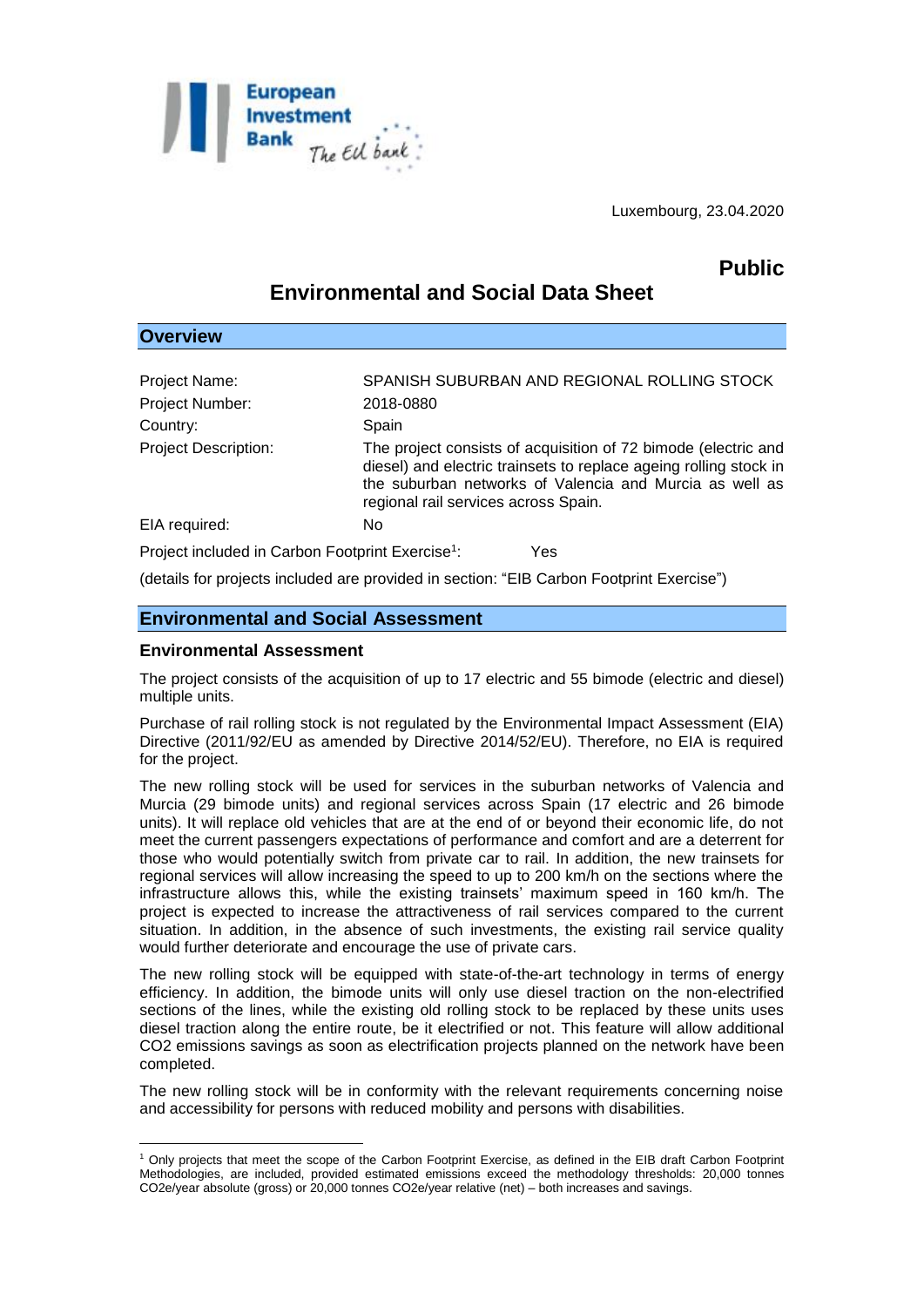Luxembourg, 23.04.2020

**Public**

# Environmental and Social Data Sheet

## Overview

| | |
|---|---|
| Project Name: | SPANISH SUBURBAN AND REGIONAL ROLLING STOCK |
| Project Number: | 2018-0880 |
| Country: | Spain |
| Project Description: | The project consists of acquisition of 72 bimode (electric and diesel) and electric trainsets to replace ageing rolling stock in the suburban networks of Valencia and Murcia as well as regional rail services across Spain. |
| EIA required: | No |

Project included in Carbon Footprint Exercise[1]: Yes

(details for projects included are provided in section: "EIB Carbon Footprint Exercise")

## Environmental and Social Assessment

### Environmental Assessment

The project consists of the acquisition of up to 17 electric and 55 bimode (electric and diesel) multiple units.

Purchase of rail rolling stock is not regulated by the Environmental Impact Assessment (EIA) Directive (2011/92/EU as amended by Directive 2014/52/EU). Therefore, no EIA is required for the project.

The new rolling stock will be used for services in the suburban networks of Valencia and Murcia (29 bimode units) and regional services across Spain (17 electric and 26 bimode units). It will replace old vehicles that are at the end of or beyond their economic life, do not meet the current passengers expectations of performance and comfort and are a deterrent for those who would potentially switch from private car to rail. In addition, the new trainsets for regional services will allow increasing the speed to up to 200 km/h on the sections where the infrastructure allows this, while the existing trainsets' maximum speed in 160 km/h. The project is expected to increase the attractiveness of rail services compared to the current situation. In addition, in the absence of such investments, the existing rail service quality would further deteriorate and encourage the use of private cars.

The new rolling stock will be equipped with state-of-the-art technology in terms of energy efficiency. In addition, the bimode units will only use diesel traction on the non-electrified sections of the lines, while the existing old rolling stock to be replaced by these units uses diesel traction along the entire route, be it electrified or not. This feature will allow additional $CO_2$ emissions savings as soon as electrification projects planned on the network have been completed.

The new rolling stock will be in conformity with the relevant requirements concerning noise and accessibility for persons with reduced mobility and persons with disabilities.

---

[1] Only projects that meet the scope of the Carbon Footprint Exercise, as defined in the EIB draft Carbon Footprint Methodologies, are included, provided estimated emissions exceed the methodology thresholds: 20,000 tonnes CO2e/year absolute (gross) or 20,000 tonnes CO2e/year relative (net) – both increases and savings.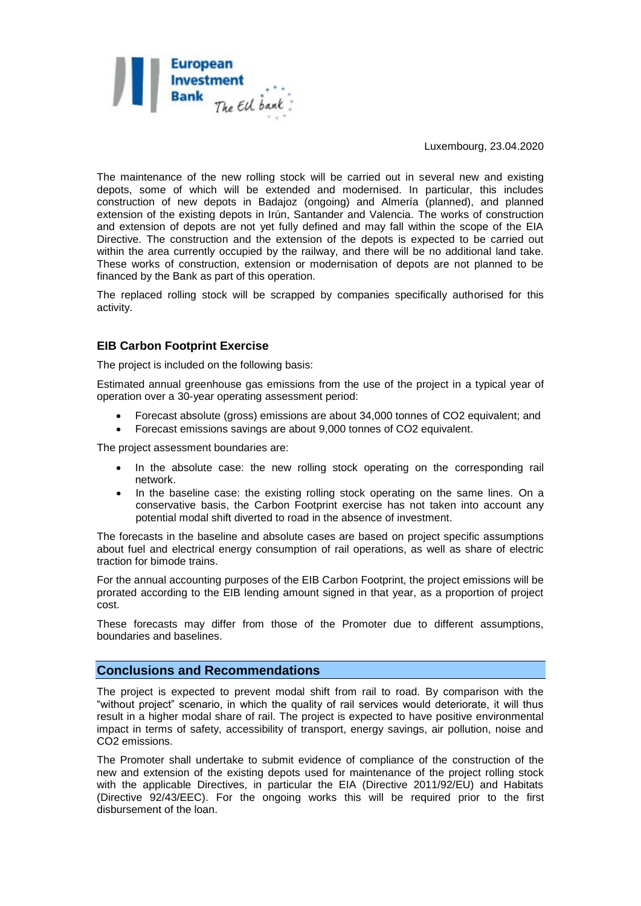The maintenance of the new rolling stock will be carried out in several new and existing depots, some of which will be extended and modernised. In particular, this includes construction of new depots in Badajoz (ongoing) and Almería (planned), and planned extension of the existing depots in Irún, Santander and Valencia. The works of construction and extension of depots are not yet fully defined and may fall within the scope of the EIA Directive. The construction and the extension of the depots is expected to be carried out within the area currently occupied by the railway, and there will be no additional land take. These works of construction, extension or modernisation of depots are not planned to be financed by the Bank as part of this operation.

The replaced rolling stock will be scrapped by companies specifically authorised for this activity.

### EIB Carbon Footprint Exercise

The project is included on the following basis:

Estimated annual greenhouse gas emissions from the use of the project in a typical year of operation over a 30-year operating assessment period:

- Forecast absolute (gross) emissions are about 34,000 tonnes of $CO_2$ equivalent; and
- Forecast emissions savings are about 9,000 tonnes of $CO_2$ equivalent.

The project assessment boundaries are:

- In the absolute case: the new rolling stock operating on the corresponding rail network.
- In the baseline case: the existing rolling stock operating on the same lines. On a conservative basis, the Carbon Footprint exercise has not taken into account any potential modal shift diverted to road in the absence of investment.

The forecasts in the baseline and absolute cases are based on project specific assumptions about fuel and electrical energy consumption of rail operations, as well as share of electric traction for bimode trains.

For the annual accounting purposes of the EIB Carbon Footprint, the project emissions will be prorated according to the EIB lending amount signed in that year, as a proportion of project cost.

These forecasts may differ from those of the Promoter due to different assumptions, boundaries and baselines.

## Conclusions and Recommendations

The project is expected to prevent modal shift from rail to road. By comparison with the "without project" scenario, in which the quality of rail services would deteriorate, it will thus result in a higher modal share of rail. The project is expected to have positive environmental impact in terms of safety, accessibility of transport, energy savings, air pollution, noise and $CO_2$ emissions.

The Promoter shall undertake to submit evidence of compliance of the construction of the new and extension of the existing depots used for maintenance of the project rolling stock with the applicable Directives, in particular the EIA (Directive 2011/92/EU) and Habitats (Directive 92/43/EEC). For the ongoing works this will be required prior to the first disbursement of the loan.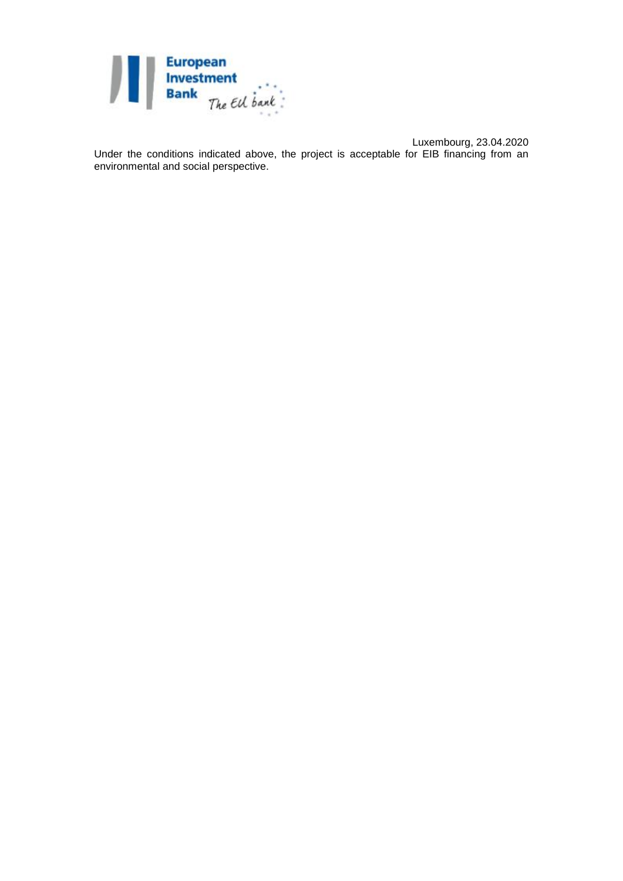Luxembourg, 23.04.2020

Under the conditions indicated above, the project is acceptable for EIB financing from an environmental and social perspective.